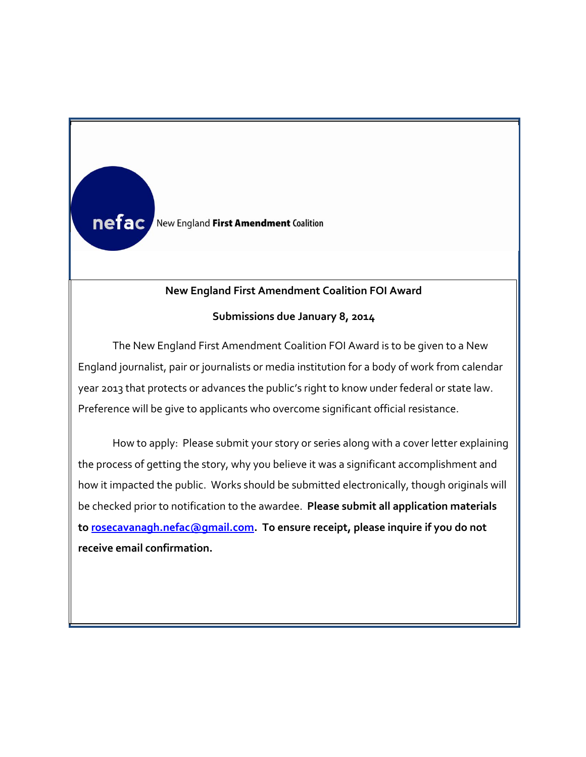nefac New England **First Amendment** Coalition

**New England First Amendment Coalition FOI Award**

**Submissions due January 8, 2014**

The New England First Amendment Coalition FOI Award is to be given to a New England journalist, pair or journalists or media institution for a body of work from calendar year 2013 that protects or advances the public's right to know under federal or state law. Preference will be give to applicants who overcome significant official resistance.

How to apply: Please submit your story or series along with a cover letter explaining the process of getting the story, why you believe it was a significant accomplishment and how it impacted the public. Works should be submitted electronically, though originals will be checked prior to notification to the awardee. **Please submit all application materials to rosecavanagh.nefac@gmail.com. To ensure receipt, please inquire if you do not receive email confirmation.**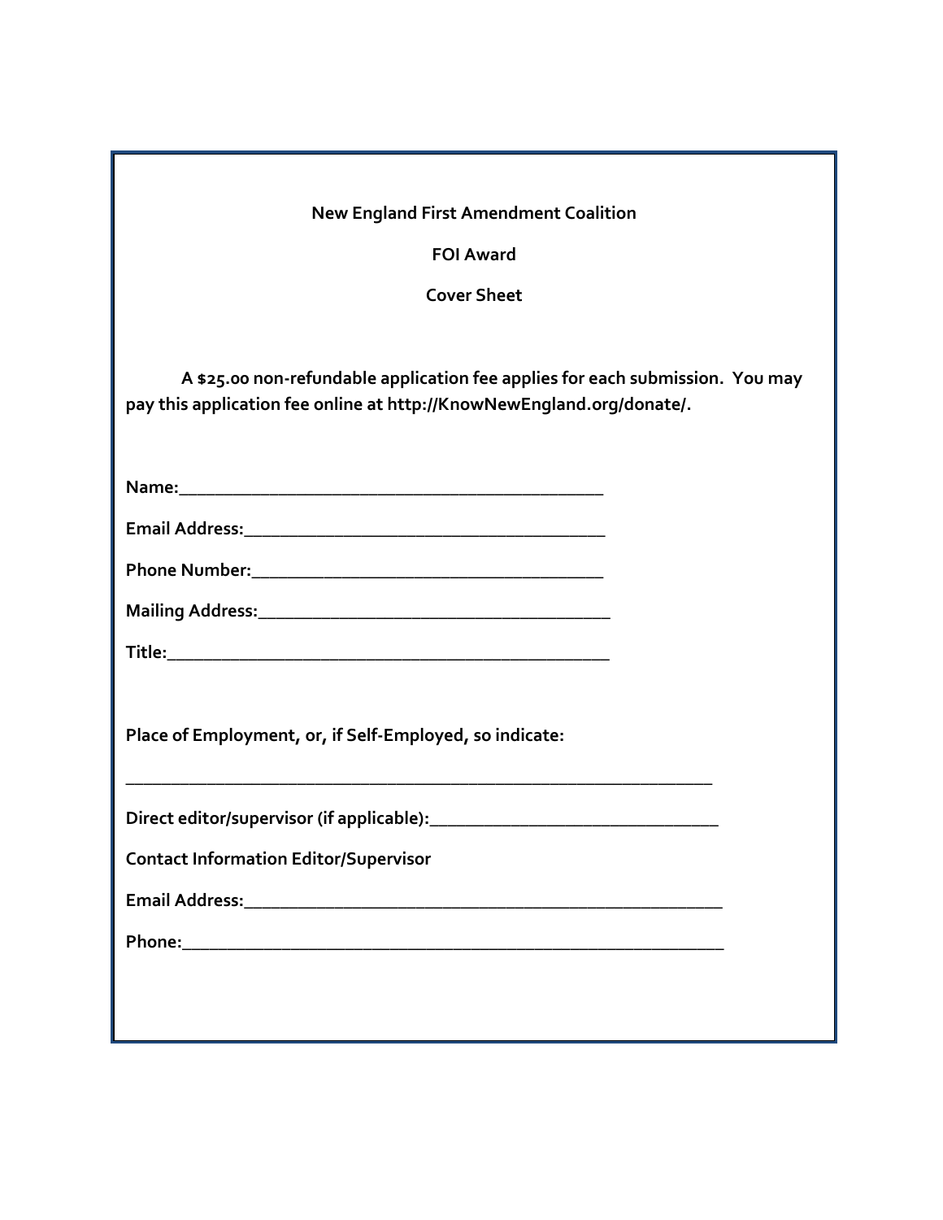**New England First Amendment Coalition**

**FOI Award**

**Cover Sheet**

**A $25.00 non-refundable application fee applies for each submission. You may pay this application fee online at http://KnowNewEngland.org/donate/.**

**Name:**______________________________________________

**Email Address:**_______________________________________

**Phone Number:**_______________________________________

**Mailing Address:**______________________________________

**Title:**________________________________________________

**Place of Employment, or, if Self-Employed, so indicate:**

_________________________________________________________________

**Direct editor/supervisor (if applicable):**_______________________________

**Contact Information Editor/Supervisor**

**Email Address:**__________________________________________________

**Phone:**_________________________________________________________